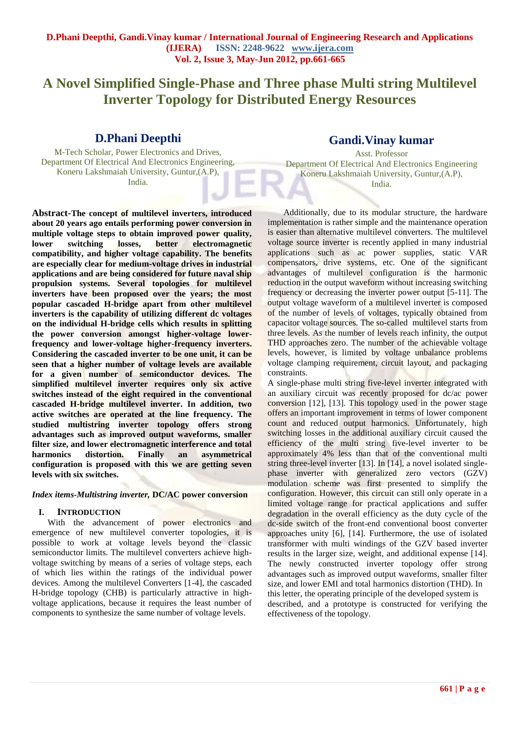# A Novel Simplified Single-Phase and Three phase Multi string Multilevel Inverter Topology for Distributed Energy Resources

**D.Phani Deepthi**

M-Tech Scholar, Power Electronics and Drives,
Department Of Electrical And Electronics Engineering,
Koneru Lakshmaiah University, Guntur,(A.P),
India.

**Gandi.Vinay kumar**

Asst. Professor
Department Of Electrical And Electronics Engineering
Koneru Lakshmaiah University, Guntur,(A.P),
India.

**Abstract-The concept of multilevel inverters, introduced about 20 years ago entails performing power conversion in multiple voltage steps to obtain improved power quality, lower switching losses, better electromagnetic compatibility, and higher voltage capability. The benefits are especially clear for medium-voltage drives in industrial applications and are being considered for future naval ship propulsion systems. Several topologies for multilevel inverters have been proposed over the years; the most popular cascaded H-bridge apart from other multilevel inverters is the capability of utilizing different dc voltages on the individual H-bridge cells which results in splitting the power conversion amongst higher-voltage lower-frequency and lower-voltage higher-frequency inverters. Considering the cascaded inverter to be one unit, it can be seen that a higher number of voltage levels are available for a given number of semiconductor devices. The simplified multilevel inverter requires only six active switches instead of the eight required in the conventional cascaded H-bridge multilevel inverter. In addition, two active switches are operated at the line frequency. The studied multistring inverter topology offers strong advantages such as improved output waveforms, smaller filter size, and lower electromagnetic interference and total harmonics distortion. Finally an asymmetrical configuration is proposed with this we are getting seven levels with six switches.**

*Index items-Multistring inverter,* **DC/AC power conversion**

## I. INTRODUCTION

With the advancement of power electronics and emergence of new multilevel converter topologies, it is possible to work at voltage levels beyond the classic semiconductor limits. The multilevel converters achieve high-voltage switching by means of a series of voltage steps, each of which lies within the ratings of the individual power devices. Among the multilevel Converters [1-4], the cascaded H-bridge topology (CHB) is particularly attractive in high-voltage applications, because it requires the least number of components to synthesize the same number of voltage levels.

Additionally, due to its modular structure, the hardware implementation is rather simple and the maintenance operation is easier than alternative multilevel converters. The multilevel voltage source inverter is recently applied in many industrial applications such as ac power supplies, static VAR compensators, drive systems, etc. One of the significant advantages of multilevel configuration is the harmonic reduction in the output waveform without increasing switching frequency or decreasing the inverter power output [5-11]. The output voltage waveform of a multilevel inverter is composed of the number of levels of voltages, typically obtained from capacitor voltage sources. The so-called multilevel starts from three levels. As the number of levels reach infinity, the output THD approaches zero. The number of the achievable voltage levels, however, is limited by voltage unbalance problems voltage clamping requirement, circuit layout, and packaging constraints.

A single-phase multi string five-level inverter integrated with an auxiliary circuit was recently proposed for dc/ac power conversion [12], [13]. This topology used in the power stage offers an important improvement in terms of lower component count and reduced output harmonics. Unfortunately, high switching losses in the additional auxiliary circuit caused the efficiency of the multi string five-level inverter to be approximately 4% less than that of the conventional multi string three-level inverter [13]. In [14], a novel isolated single-phase inverter with generalized zero vectors (GZV) modulation scheme was first presented to simplify the configuration. However, this circuit can still only operate in a limited voltage range for practical applications and suffer degradation in the overall efficiency as the duty cycle of the dc-side switch of the front-end conventional boost converter approaches unity [6], [14]. Furthermore, the use of isolated transformer with multi windings of the GZV based inverter results in the larger size, weight, and additional expense [14]. The newly constructed inverter topology offer strong advantages such as improved output waveforms, smaller filter size, and lower EMI and total harmonics distortion (THD). In this letter, the operating principle of the developed system is described, and a prototype is constructed for verifying the effectiveness of the topology.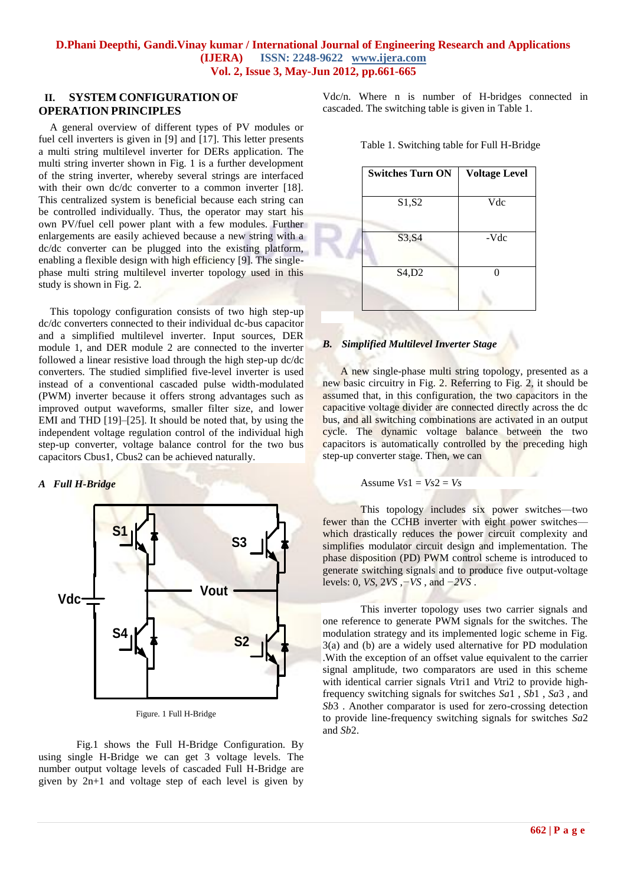## II. SYSTEM CONFIGURATION OF OPERATION PRINCIPLES

A general overview of different types of PV modules or fuel cell inverters is given in [9] and [17]. This letter presents a multi string multilevel inverter for DERs application. The multi string inverter shown in Fig. 1 is a further development of the string inverter, whereby several strings are interfaced with their own dc/dc converter to a common inverter [18]. This centralized system is beneficial because each string can be controlled individually. Thus, the operator may start his own PV/fuel cell power plant with a few modules. Further enlargements are easily achieved because a new string with a dc/dc converter can be plugged into the existing platform, enabling a flexible design with high efficiency [9]. The single-phase multi string multilevel inverter topology used in this study is shown in Fig. 2.

This topology configuration consists of two high step-up dc/dc converters connected to their individual dc-bus capacitor and a simplified multilevel inverter. Input sources, DER module 1, and DER module 2 are connected to the inverter followed a linear resistive load through the high step-up dc/dc converters. The studied simplified five-level inverter is used instead of a conventional cascaded pulse width-modulated (PWM) inverter because it offers strong advantages such as improved output waveforms, smaller filter size, and lower EMI and THD [19]–[25]. It should be noted that, by using the independent voltage regulation control of the individual high step-up converter, voltage balance control for the two bus capacitors Cbus1, Cbus2 can be achieved naturally.

### *A Full H-Bridge*

Figure. 1 Full H-Bridge

Fig.1 shows the Full H-Bridge Configuration. By using single H-Bridge we can get 3 voltage levels. The number output voltage levels of cascaded Full H-Bridge are given by 2n+1 and voltage step of each level is given by Vdc/n. Where n is number of H-bridges connected in cascaded. The switching table is given in Table 1.

Table 1. Switching table for Full H-Bridge

| Switches Turn ON | Voltage Level |
|---|---|
| S1,S2 | Vdc |
| S3,S4 | -Vdc |
| S4,D2 | 0 |

### *B. Simplified Multilevel Inverter Stage*

A new single-phase multi string topology, presented as a new basic circuitry in Fig. 2. Referring to Fig. 2, it should be assumed that, in this configuration, the two capacitors in the capacitive voltage divider are connected directly across the dc bus, and all switching combinations are activated in an output cycle. The dynamic voltage balance between the two capacitors is automatically controlled by the preceding high step-up converter stage. Then, we can

Assume $V_{s1} = V_{s2} = V_s$

This topology includes six power switches—two fewer than the CCHB inverter with eight power switches—which drastically reduces the power circuit complexity and simplifies modulator circuit design and implementation. The phase disposition (PD) PWM control scheme is introduced to generate switching signals and to produce five output-voltage levels: 0, $V_S$, $2V_S$, $-V_S$, and $-2V_S$.

This inverter topology uses two carrier signals and one reference to generate PWM signals for the switches. The modulation strategy and its implemented logic scheme in Fig. 3(a) and (b) are a widely used alternative for PD modulation .With the exception of an offset value equivalent to the carrier signal amplitude, two comparators are used in this scheme with identical carrier signals $V_{tri1}$ and $V_{tri2}$ to provide high-frequency switching signals for switches $S_{a1}$, $S_{b1}$, $S_{a3}$, and $S_{b3}$. Another comparator is used for zero-crossing detection to provide line-frequency switching signals for switches $S_{a2}$ and $S_{b2}$.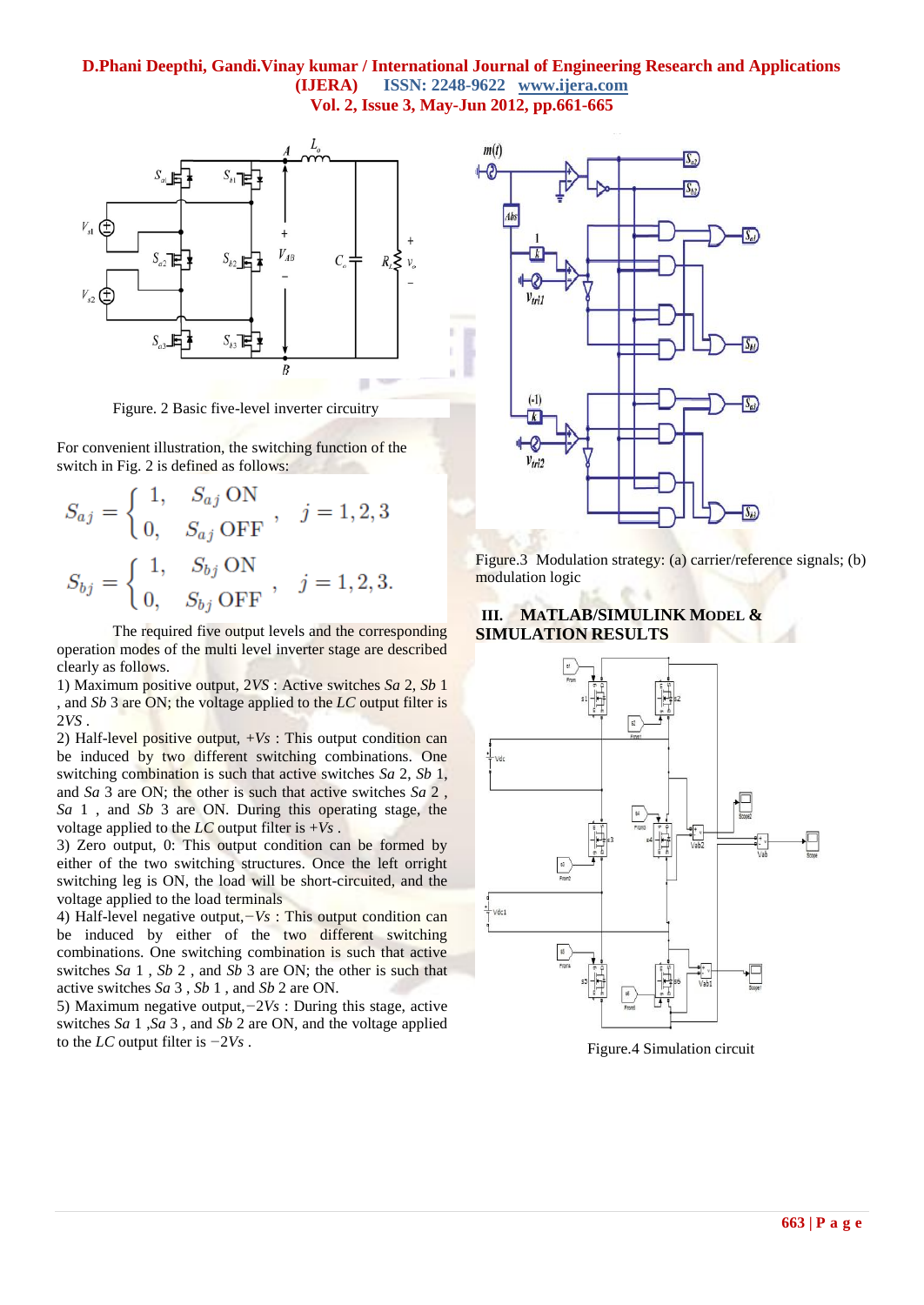Figure. 2 Basic five-level inverter circuitry

For convenient illustration, the switching function of the switch in Fig. 2 is defined as follows:

$$S_{aj} = \begin{cases} 1, & S_{aj} \text{ ON} \\ 0, & S_{aj} \text{ OFF} \end{cases}, \quad j = 1, 2, 3$$

$$S_{bj} = \begin{cases} 1, & S_{bj} \text{ ON} \\ 0, & S_{bj} \text{ OFF} \end{cases}, \quad j = 1, 2, 3.$$

The required five output levels and the corresponding operation modes of the multi level inverter stage are described clearly as follows.

1) Maximum positive output, $2VS$ : Active switches $Sa$ 2, $Sb$ 1 , and $Sb$ 3 are ON; the voltage applied to the $LC$ output filter is $2VS$ .

2) Half-level positive output, $+Vs$ : This output condition can be induced by two different switching combinations. One switching combination is such that active switches $Sa$ 2, $Sb$ 1, and $Sa$ 3 are ON; the other is such that active switches $Sa$ 2 , $Sa$ 1 , and $Sb$ 3 are ON. During this operating stage, the voltage applied to the $LC$ output filter is $+Vs$ .

3) Zero output, 0: This output condition can be formed by either of the two switching structures. Once the left orright switching leg is ON, the load will be short-circuited, and the voltage applied to the load terminals

4) Half-level negative output, $-Vs$ : This output condition can be induced by either of the two different switching combinations. One switching combination is such that active switches $Sa$ 1 , $Sb$ 2 , and $Sb$ 3 are ON; the other is such that active switches $Sa$ 3 , $Sb$ 1 , and $Sb$ 2 are ON.

5) Maximum negative output, $-2Vs$ : During this stage, active switches $Sa$ 1 ,$Sa$ 3 , and $Sb$ 2 are ON, and the voltage applied to the $LC$ output filter is $-2Vs$ .

Figure.3 Modulation strategy: (a) carrier/reference signals; (b) modulation logic

## III. MATLAB/SIMULINK MODEL & SIMULATION RESULTS

Figure.4 Simulation circuit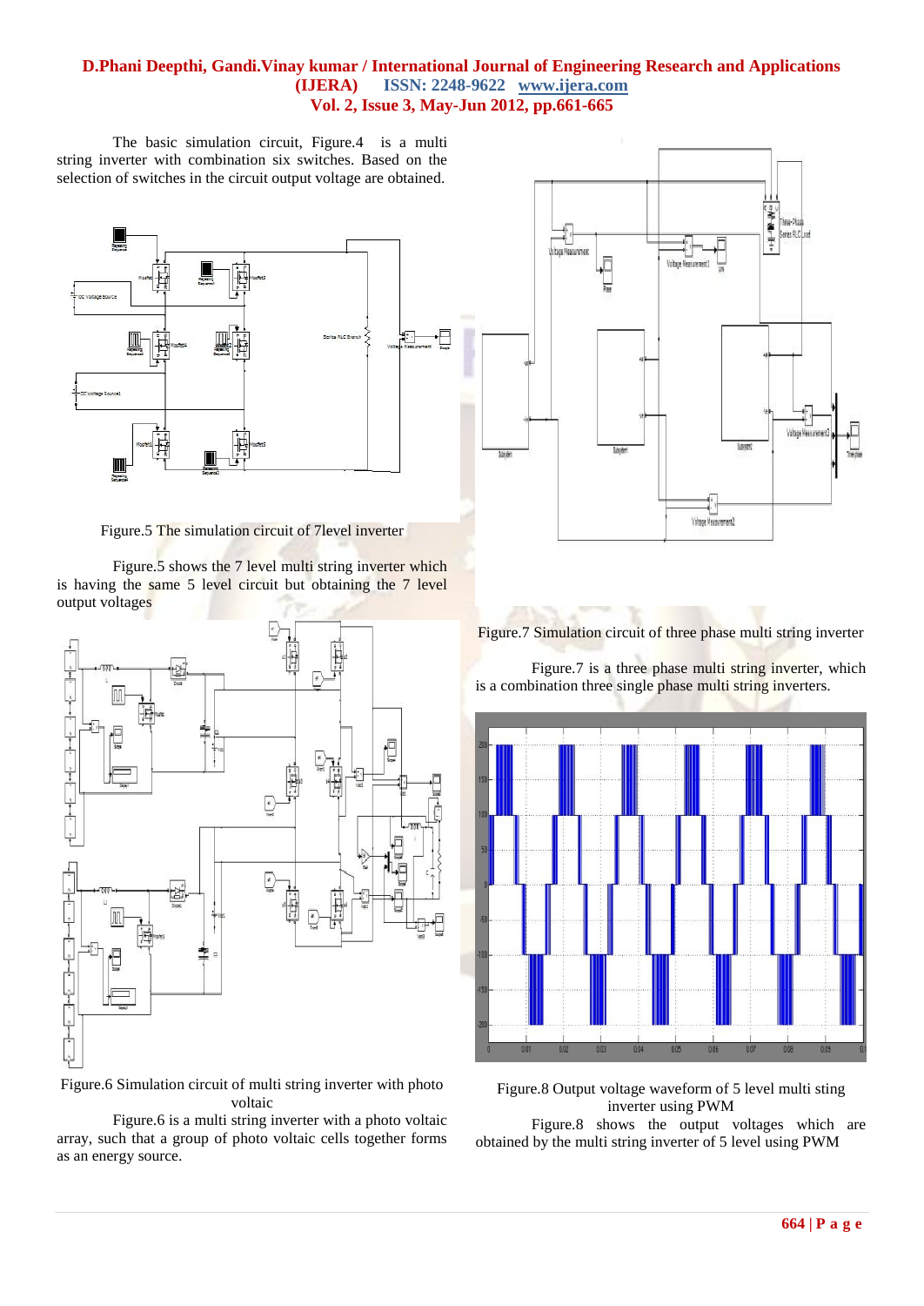The basic simulation circuit, Figure.4 is a multi string inverter with combination six switches. Based on the selection of switches in the circuit output voltage are obtained.

Figure.5 The simulation circuit of 7level inverter

Figure.5 shows the 7 level multi string inverter which is having the same 5 level circuit but obtaining the 7 level output voltages

Figure.6 Simulation circuit of multi string inverter with photo voltaic

Figure.6 is a multi string inverter with a photo voltaic array, such that a group of photo voltaic cells together forms as an energy source.

Figure.7 Simulation circuit of three phase multi string inverter

Figure.7 is a three phase multi string inverter, which is a combination three single phase multi string inverters.

Figure.8 Output voltage waveform of 5 level multi sting inverter using PWM

Figure.8 shows the output voltages which are obtained by the multi string inverter of 5 level using PWM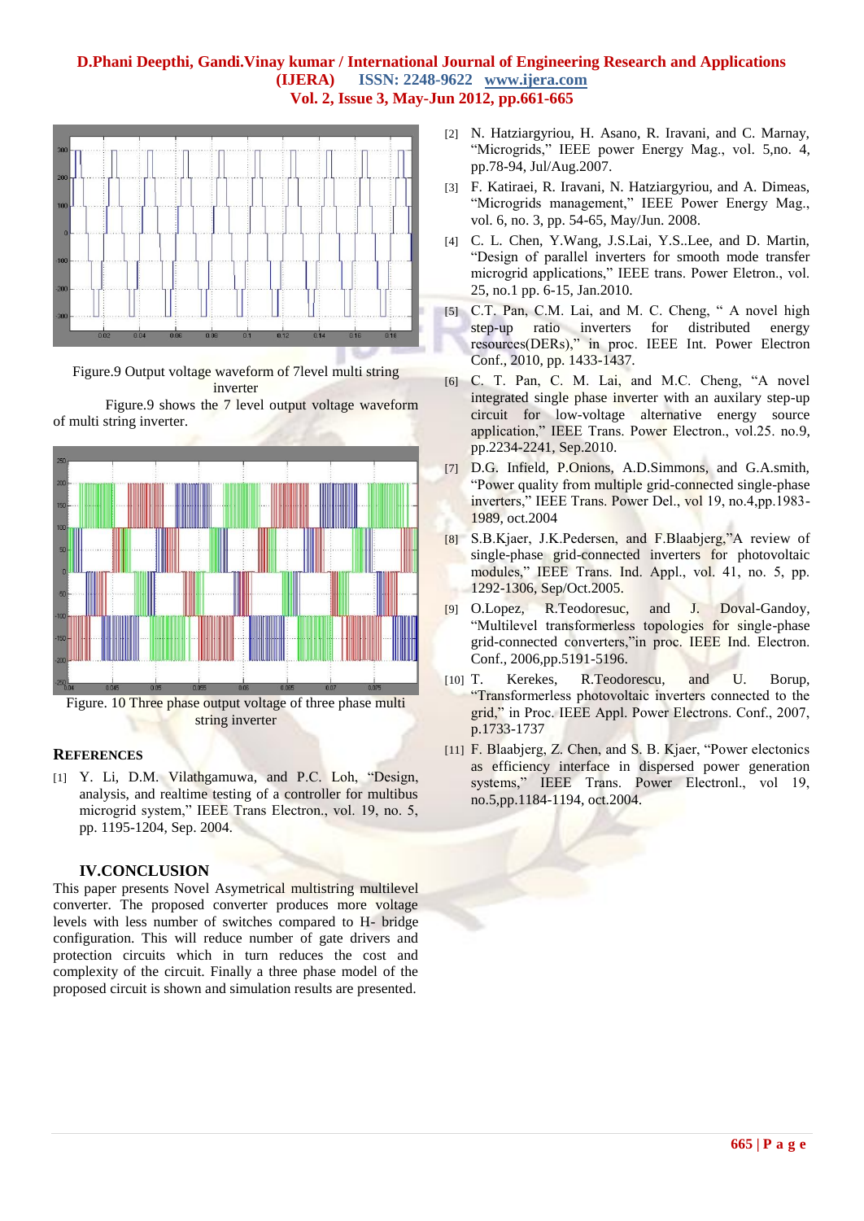300
200
100
0
-100
-200
-300
0.02 0.04 0.06 0.08 0.1 0.12 0.14 0.16 0.18

Figure.9 Output voltage waveform of 7level multi string inverter

Figure.9 shows the 7 level output voltage waveform of multi string inverter.

250
200
150
100
50
0
-50
-100
-150
-200
-250
0.04 0.045 0.05 0.055 0.06 0.065 0.07 0.075

Figure. 10 Three phase output voltage of three phase multi string inverter

## REFERENCES

[1] Y. Li, D.M. Vilathgamuwa, and P.C. Loh, "Design, analysis, and realtime testing of a controller for multibus microgrid system," IEEE Trans Electron., vol. 19, no. 5, pp. 1195-1204, Sep. 2004.

[2] N. Hatziargyriou, H. Asano, R. Iravani, and C. Marnay, "Microgrids," IEEE power Energy Mag., vol. 5,no. 4, pp.78-94, Jul/Aug.2007.

[3] F. Katiraei, R. Iravani, N. Hatziargyriou, and A. Dimeas, "Microgrids management," IEEE Power Energy Mag., vol. 6, no. 3, pp. 54-65, May/Jun. 2008.

[4] C. L. Chen, Y.Wang, J.S.Lai, Y.S..Lee, and D. Martin, "Design of parallel inverters for smooth mode transfer microgrid applications," IEEE trans. Power Eletron., vol. 25, no.1 pp. 6-15, Jan.2010.

[5] C.T. Pan, C.M. Lai, and M. C. Cheng, " A novel high step-up ratio inverters for distributed energy resources(DERs)," in proc. IEEE Int. Power Electron Conf., 2010, pp. 1433-1437.

[6] C. T. Pan, C. M. Lai, and M.C. Cheng, "A novel integrated single phase inverter with an auxilary step-up circuit for low-voltage alternative energy source application," IEEE Trans. Power Electron., vol.25. no.9, pp.2234-2241, Sep.2010.

[7] D.G. Infield, P.Onions, A.D.Simmons, and G.A.smith, "Power quality from multiple grid-connected single-phase inverters," IEEE Trans. Power Del., vol 19, no.4,pp.1983-1989, oct.2004

[8] S.B.Kjaer, J.K.Pedersen, and F.Blaabjerg,"A review of single-phase grid-connected inverters for photovoltaic modules," IEEE Trans. Ind. Appl., vol. 41, no. 5, pp. 1292-1306, Sep/Oct.2005.

[9] O.Lopez, R.Teodoresuc, and J. Doval-Gandoy, "Multilevel transformerless topologies for single-phase grid-connected converters,"in proc. IEEE Ind. Electron. Conf., 2006,pp.5191-5196.

[10] T. Kerekes, R.Teodorescu, and U. Borup, "Transformerless photovoltaic inverters connected to the grid," in Proc. IEEE Appl. Power Electrons. Conf., 2007, p.1733-1737

[11] F. Blaabjerg, Z. Chen, and S. B. Kjaer, "Power electonics as efficiency interface in dispersed power generation systems," IEEE Trans. Power Electronl., vol 19, no.5,pp.1184-1194, oct.2004.

## IV.CONCLUSION

This paper presents Novel Asymetrical multistring multilevel converter. The proposed converter produces more voltage levels with less number of switches compared to H- bridge configuration. This will reduce number of gate drivers and protection circuits which in turn reduces the cost and complexity of the circuit. Finally a three phase model of the proposed circuit is shown and simulation results are presented.